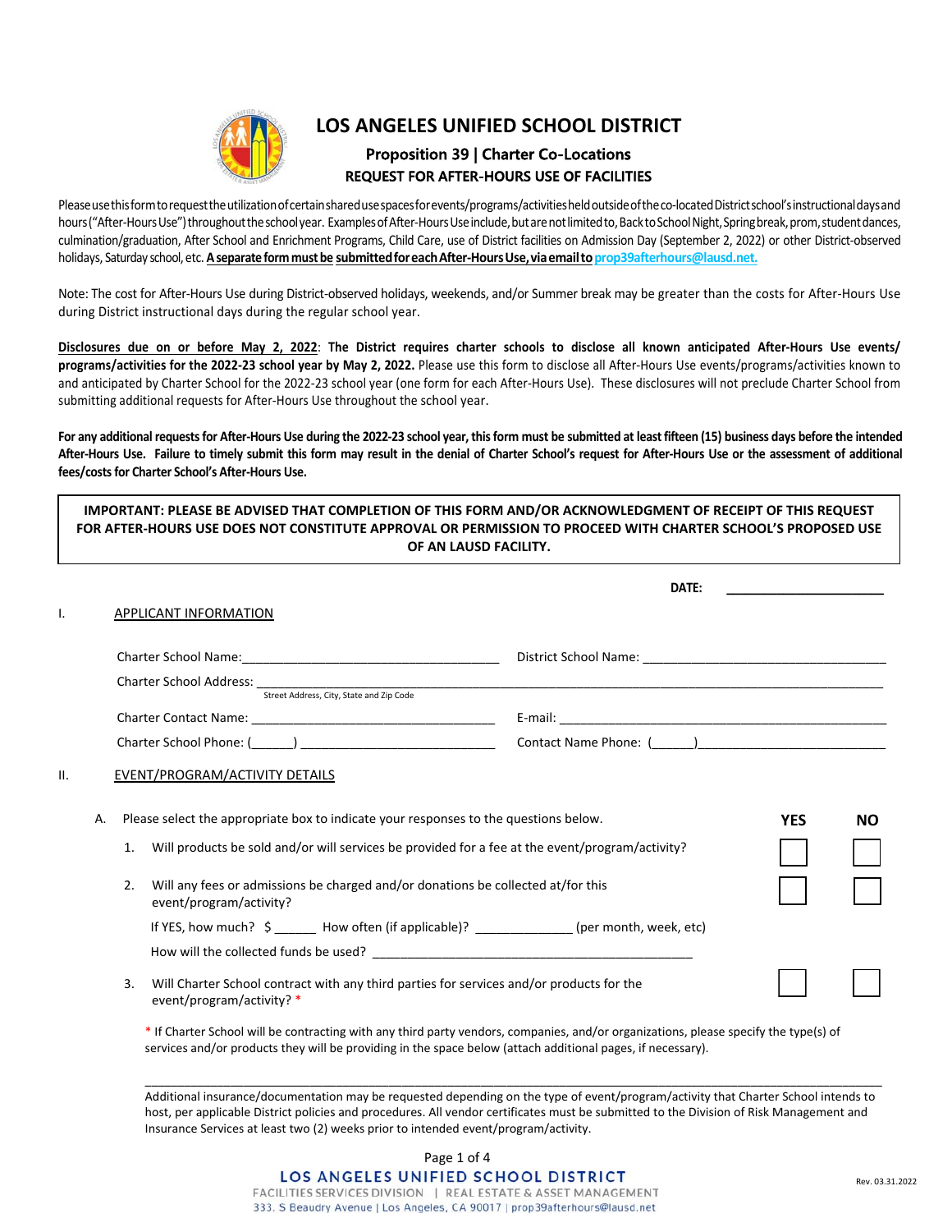# LOS ANGELES UNIFIED SCHOOL DISTRICT

## Proposition 39 | Charter Co-Locations

### REQUEST FOR AFTER-HOURS USE OF FACILITIES

Please use this form to request the utilization of certain shared use spaces for events/programs/activities held outside of the co-located District school's instructional days and hours ("After-Hours Use") throughout the school year. Examples of After-Hours Use include, but are not limited to, Back to School Night, Spring break, prom, student dances, culmination/graduation, After School and Enrichment Programs, Child Care, use of District facilities on Admission Day (September 2, 2022) or other District-observed holidays, Saturday school, etc. **A separate form must be submitted for each After-Hours Use, via email to prop39afterhours@lausd.net.**

Note: The cost for After-Hours Use during District-observed holidays, weekends, and/or Summer break may be greater than the costs for After-Hours Use during District instructional days during the regular school year.

**Disclosures due on or before May 2, 2022**: **The District requires charter schools to disclose all known anticipated After-Hours Use events/ programs/activities for the 2022-23 school year by May 2, 2022.** Please use this form to disclose all After-Hours Use events/programs/activities known to and anticipated by Charter School for the 2022-23 school year (one form for each After-Hours Use). These disclosures will not preclude Charter School from submitting additional requests for After-Hours Use throughout the school year.

**For any additional requests for After-Hours Use during the 2022-23 school year, this form must be submitted at least fifteen (15) business days before the intended After-Hours Use. Failure to timely submit this form may result in the denial of Charter School's request for After-Hours Use or the assessment of additional fees/costs for Charter School's After-Hours Use.**

**IMPORTANT: PLEASE BE ADVISED THAT COMPLETION OF THIS FORM AND/OR ACKNOWLEDGMENT OF RECEIPT OF THIS REQUEST FOR AFTER-HOURS USE DOES NOT CONSTITUTE APPROVAL OR PERMISSION TO PROCEED WITH CHARTER SCHOOL'S PROPOSED USE OF AN LAUSD FACILITY.**

**DATE:** ______________________

I. APPLICANT INFORMATION

Charter School Name: ____________________________________ District School Name: ____________________________________

Charter School Address: ____________________________________________________________________________________
Street Address, City, State and Zip Code

Charter Contact Name: ____________________________________ E-mail: ________________________________________________

Charter School Phone: (______) ___________________________ Contact Name Phone: (______)___________________________

II. EVENT/PROGRAM/ACTIVITY DETAILS

A. Please select the appropriate box to indicate your responses to the questions below.

| | YES | NO |
|---|---|---|
| 1. Will products be sold and/or will services be provided for a fee at the event/program/activity? | ☐ | ☐ |
| 2. Will any fees or admissions be charged and/or donations be collected at/for this event/program/activity? | ☐ | ☐ |
| 3. Will Charter School contract with any third parties for services and/or products for the event/program/activity? * | ☐ | ☐ |

For question 2:

If YES, how much? $ ______ How often (if applicable)? _____________ (per month, week, etc)

How will the collected funds be used? ______________________________________________

\* If Charter School will be contracting with any third party vendors, companies, and/or organizations, please specify the type(s) of services and/or products they will be providing in the space below (attach additional pages, if necessary).

______________________________________________________________________________________________

Additional insurance/documentation may be requested depending on the type of event/program/activity that Charter School intends to host, per applicable District policies and procedures. All vendor certificates must be submitted to the Division of Risk Management and Insurance Services at least two (2) weeks prior to intended event/program/activity.

LOS ANGELES UNIFIED SCHOOL DISTRICT
FACILITIES SERVICES DIVISION | REAL ESTATE & ASSET MANAGEMENT
333. S Beaudry Avenue | Los Angeles, CA 90017 | prop39afterhours@lausd.net

Rev. 03.31.2022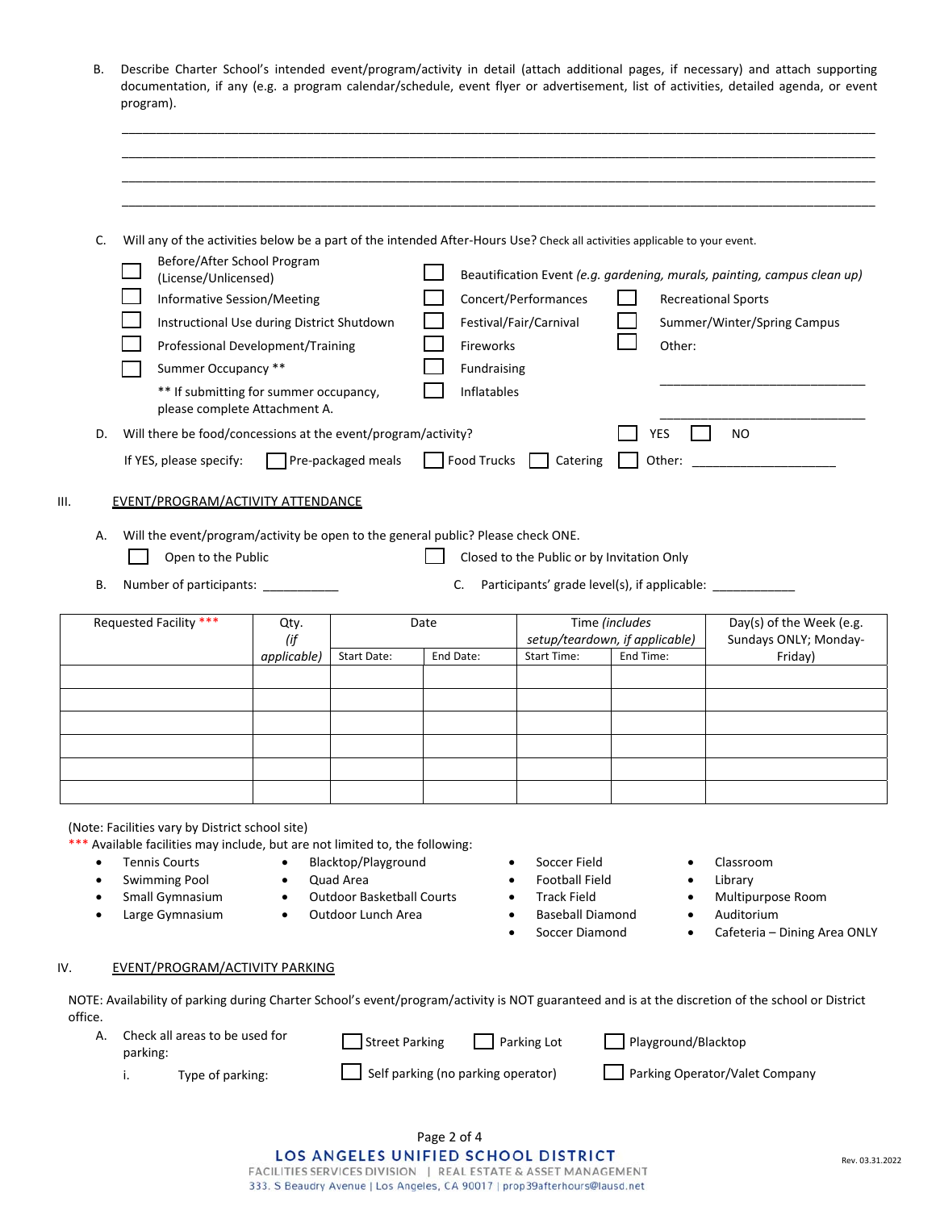B. Describe Charter School's intended event/program/activity in detail (attach additional pages, if necessary) and attach supporting documentation, if any (e.g. a program calendar/schedule, event flyer or advertisement, list of activities, detailed agenda, or event program).

\_\_\_\_\_\_\_\_\_\_\_\_\_\_\_\_\_\_\_\_\_\_\_\_\_\_\_\_\_\_\_\_\_\_\_\_\_\_\_\_\_\_\_\_\_\_\_\_\_\_\_\_\_\_\_\_\_\_\_\_\_\_\_\_\_\_\_\_\_\_\_\_\_\_\_\_\_\_

\_\_\_\_\_\_\_\_\_\_\_\_\_\_\_\_\_\_\_\_\_\_\_\_\_\_\_\_\_\_\_\_\_\_\_\_\_\_\_\_\_\_\_\_\_\_\_\_\_\_\_\_\_\_\_\_\_\_\_\_\_\_\_\_\_\_\_\_\_\_\_\_\_\_\_\_\_\_

\_\_\_\_\_\_\_\_\_\_\_\_\_\_\_\_\_\_\_\_\_\_\_\_\_\_\_\_\_\_\_\_\_\_\_\_\_\_\_\_\_\_\_\_\_\_\_\_\_\_\_\_\_\_\_\_\_\_\_\_\_\_\_\_\_\_\_\_\_\_\_\_\_\_\_\_\_\_

\_\_\_\_\_\_\_\_\_\_\_\_\_\_\_\_\_\_\_\_\_\_\_\_\_\_\_\_\_\_\_\_\_\_\_\_\_\_\_\_\_\_\_\_\_\_\_\_\_\_\_\_\_\_\_\_\_\_\_\_\_\_\_\_\_\_\_\_\_\_\_\_\_\_\_\_\_\_

C. Will any of the activities below be a part of the intended After-Hours Use? Check all activities applicable to your event.

- ☐ Before/After School Program (License/Unlicensed)
- ☐ Informative Session/Meeting
- ☐ Instructional Use during District Shutdown
- ☐ Professional Development/Training
- ☐ Summer Occupancy **
- ** If submitting for summer occupancy, please complete Attachment A.
- ☐ Beautification Event (*e.g. gardening, murals, painting, campus clean up*)
- ☐ Concert/Performances
- ☐ Festival/Fair/Carnival
- ☐ Fireworks
- ☐ Fundraising
- ☐ Inflatables
- ☐ Recreational Sports
- ☐ Summer/Winter/Spring Campus
- ☐ Other: \_\_\_\_\_\_\_\_\_\_\_\_\_\_\_\_\_\_\_\_\_\_\_\_\_\_\_\_\_\_ \_\_\_\_\_\_\_\_\_\_\_\_\_\_\_\_\_\_\_\_\_\_\_\_\_\_\_\_\_\_

D. Will there be food/concessions at the event/program/activity? ☐ YES ☐ NO

If YES, please specify: ☐ Pre-packaged meals ☐ Food Trucks ☐ Catering ☐ Other: \_\_\_\_\_\_\_\_\_\_\_\_\_\_\_\_\_\_\_\_

## III. EVENT/PROGRAM/ACTIVITY ATTENDANCE

A. Will the event/program/activity be open to the general public? Please check ONE.

☐ Open to the Public ☐ Closed to the Public or by Invitation Only

B. Number of participants: \_\_\_\_\_\_\_\_\_\_\_ C. Participants' grade level(s), if applicable: \_\_\_\_\_\_\_\_\_\_\_\_

| Requested Facility *** | Qty. *(if applicable)* | Date | | Time *(includes setup/teardown, if applicable)* | | Day(s) of the Week (e.g. Sundays ONLY; Monday-Friday) |
|---|---|---|---|---|---|---|
| | | Start Date: | End Date: | Start Time: | End Time: | |
| | | | | | | |
| | | | | | | |
| | | | | | | |
| | | | | | | |
| | | | | | | |
| | | | | | | |

(Note: Facilities vary by District school site)

*** Available facilities may include, but are not limited to, the following:

- Tennis Courts
- Swimming Pool
- Small Gymnasium
- Large Gymnasium
- Blacktop/Playground
- Quad Area
- Outdoor Basketball Courts
- Outdoor Lunch Area
- Soccer Field
- Football Field
- Track Field
- Baseball Diamond
- Soccer Diamond
- Classroom
- Library
- Multipurpose Room
- Auditorium
- Cafeteria – Dining Area ONLY

## IV. EVENT/PROGRAM/ACTIVITY PARKING

NOTE: Availability of parking during Charter School's event/program/activity is NOT guaranteed and is at the discretion of the school or District office.

A. Check all areas to be used for parking: ☐ Street Parking ☐ Parking Lot ☐ Playground/Blacktop

i. Type of parking: ☐ Self parking (no parking operator) ☐ Parking Operator/Valet Company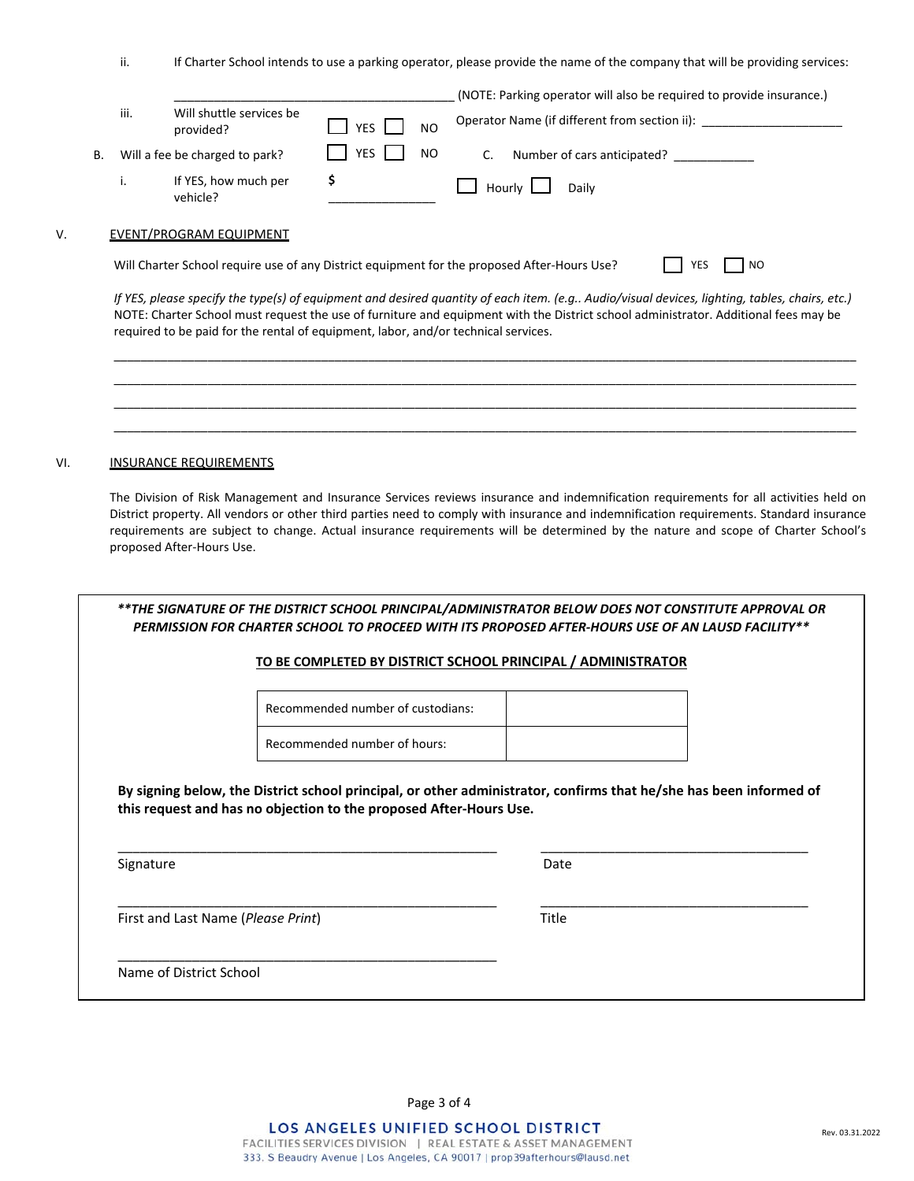ii. If Charter School intends to use a parking operator, please provide the name of the company that will be providing services:

_____________________________________________ (NOTE: Parking operator will also be required to provide insurance.)

iii. Will shuttle services be provided? ☐ YES ☐ NO Operator Name (if different from section ii): ______________________

B. Will a fee be charged to park? ☐ YES ☐ NO C. Number of cars anticipated? ____________

i. If YES, how much per vehicle? $ ________________ ☐ Hourly ☐ Daily

V. EVENT/PROGRAM EQUIPMENT

Will Charter School require use of any District equipment for the proposed After-Hours Use? ☐ YES ☐ NO

*If YES, please specify the type(s) of equipment and desired quantity of each item. (e.g.. Audio/visual devices, lighting, tables, chairs, etc.)* NOTE: Charter School must request the use of furniture and equipment with the District school administrator. Additional fees may be required to be paid for the rental of equipment, labor, and/or technical services.

________________________________________________________________________________________________________

________________________________________________________________________________________________________

________________________________________________________________________________________________________

________________________________________________________________________________________________________

VI. INSURANCE REQUIREMENTS

The Division of Risk Management and Insurance Services reviews insurance and indemnification requirements for all activities held on District property. All vendors or other third parties need to comply with insurance and indemnification requirements. Standard insurance requirements are subject to change. Actual insurance requirements will be determined by the nature and scope of Charter School's proposed After-Hours Use.

***\*\*THE SIGNATURE OF THE DISTRICT SCHOOL PRINCIPAL/ADMINISTRATOR BELOW DOES NOT CONSTITUTE APPROVAL OR PERMISSION FOR CHARTER SCHOOL TO PROCEED WITH ITS PROPOSED AFTER-HOURS USE OF AN LAUSD FACILITY\*\****

**TO BE COMPLETED BY DISTRICT SCHOOL PRINCIPAL / ADMINISTRATOR**

| Recommended number of custodians: | |
|---|---|
| Recommended number of hours: | |

**By signing below, the District school principal, or other administrator, confirms that he/she has been informed of this request and has no objection to the proposed After-Hours Use.**

_______________________________________________ _______________________________________

Signature Date

_______________________________________________ _______________________________________

First and Last Name (*Please Print*) Title

_______________________________________________

Name of District School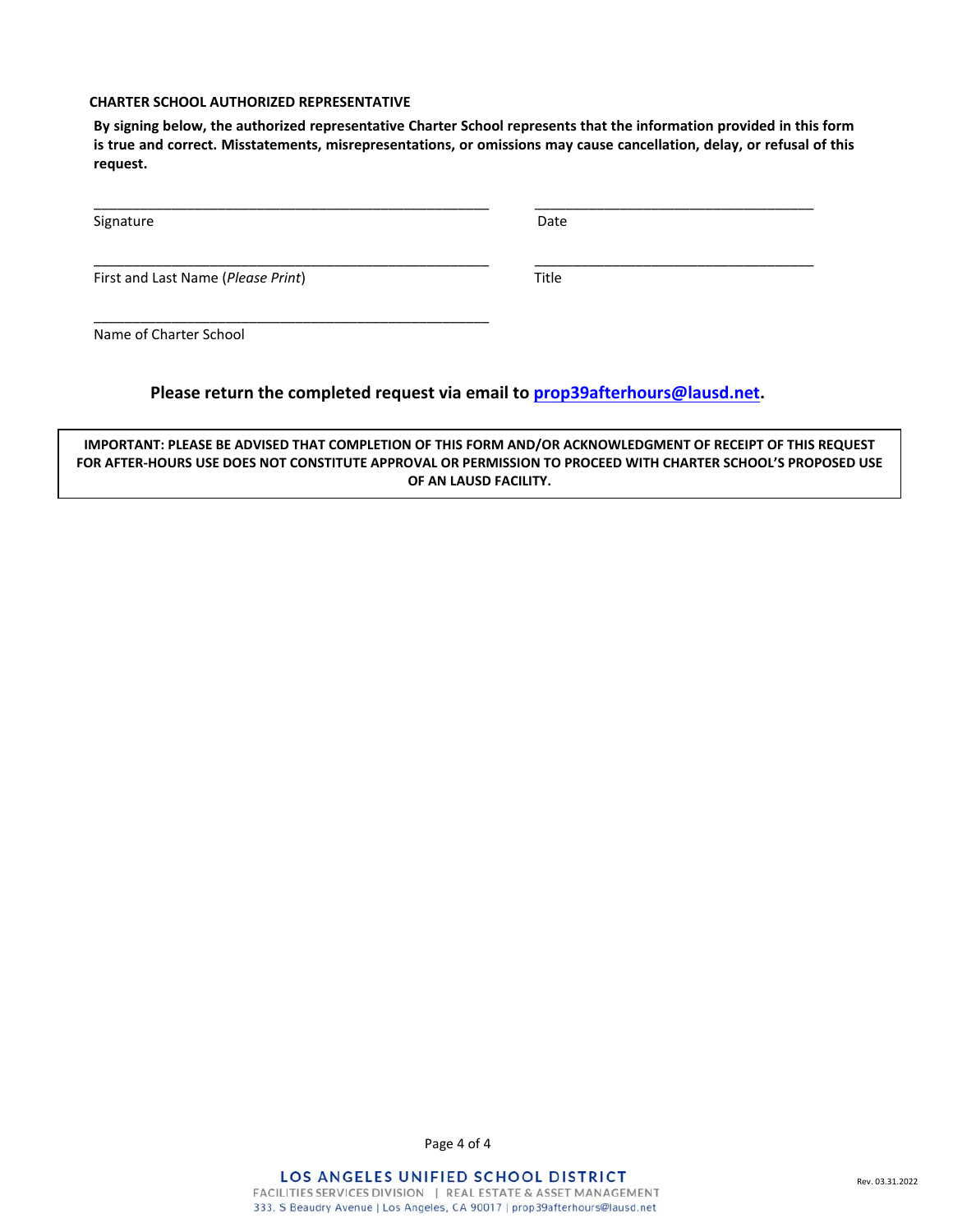### CHARTER SCHOOL AUTHORIZED REPRESENTATIVE

**By signing below, the authorized representative Charter School represents that the information provided in this form is true and correct. Misstatements, misrepresentations, or omissions may cause cancellation, delay, or refusal of this request.**

_______________________________________________ Signature

_______________________________________________ Date

_______________________________________________ First and Last Name (*Please Print*)

_______________________________________________ Title

_______________________________________________ Name of Charter School

**Please return the completed request via email to [prop39afterhours@lausd.net](mailto:prop39afterhours@lausd.net).**

**IMPORTANT: PLEASE BE ADVISED THAT COMPLETION OF THIS FORM AND/OR ACKNOWLEDGMENT OF RECEIPT OF THIS REQUEST FOR AFTER-HOURS USE DOES NOT CONSTITUTE APPROVAL OR PERMISSION TO PROCEED WITH CHARTER SCHOOL'S PROPOSED USE OF AN LAUSD FACILITY.**